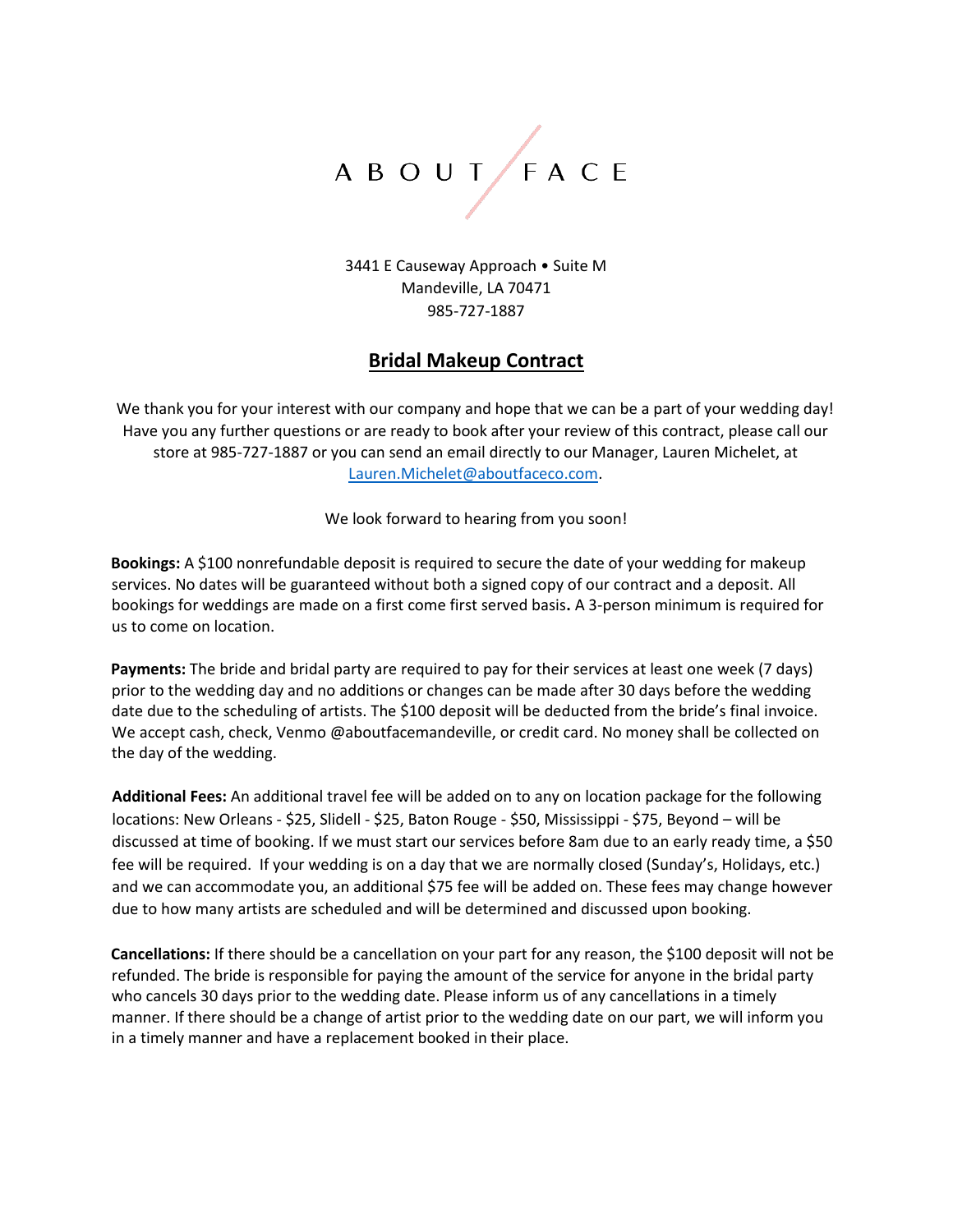# ABOUT FACE

3441 E Causeway Approach • Suite M
Mandeville, LA 70471
985-727-1887

## Bridal Makeup Contract

We thank you for your interest with our company and hope that we can be a part of your wedding day! Have you any further questions or are ready to book after your review of this contract, please call our store at 985-727-1887 or you can send an email directly to our Manager, Lauren Michelet, at Lauren.Michelet@aboutfaceco.com.

We look forward to hearing from you soon!

**Bookings:** A $100 nonrefundable deposit is required to secure the date of your wedding for makeup services. No dates will be guaranteed without both a signed copy of our contract and a deposit. All bookings for weddings are made on a first come first served basis**.** A 3-person minimum is required for us to come on location.

**Payments:** The bride and bridal party are required to pay for their services at least one week (7 days) prior to the wedding day and no additions or changes can be made after 30 days before the wedding date due to the scheduling of artists. The $100 deposit will be deducted from the bride's final invoice. We accept cash, check, Venmo @aboutfacemandeville, or credit card. No money shall be collected on the day of the wedding.

**Additional Fees:** An additional travel fee will be added on to any on location package for the following locations: New Orleans - $25, Slidell - $25, Baton Rouge - $50, Mississippi - $75, Beyond – will be discussed at time of booking. If we must start our services before 8am due to an early ready time, a $50 fee will be required. If your wedding is on a day that we are normally closed (Sunday's, Holidays, etc.) and we can accommodate you, an additional $75 fee will be added on. These fees may change however due to how many artists are scheduled and will be determined and discussed upon booking.

**Cancellations:** If there should be a cancellation on your part for any reason, the $100 deposit will not be refunded. The bride is responsible for paying the amount of the service for anyone in the bridal party who cancels 30 days prior to the wedding date. Please inform us of any cancellations in a timely manner. If there should be a change of artist prior to the wedding date on our part, we will inform you in a timely manner and have a replacement booked in their place.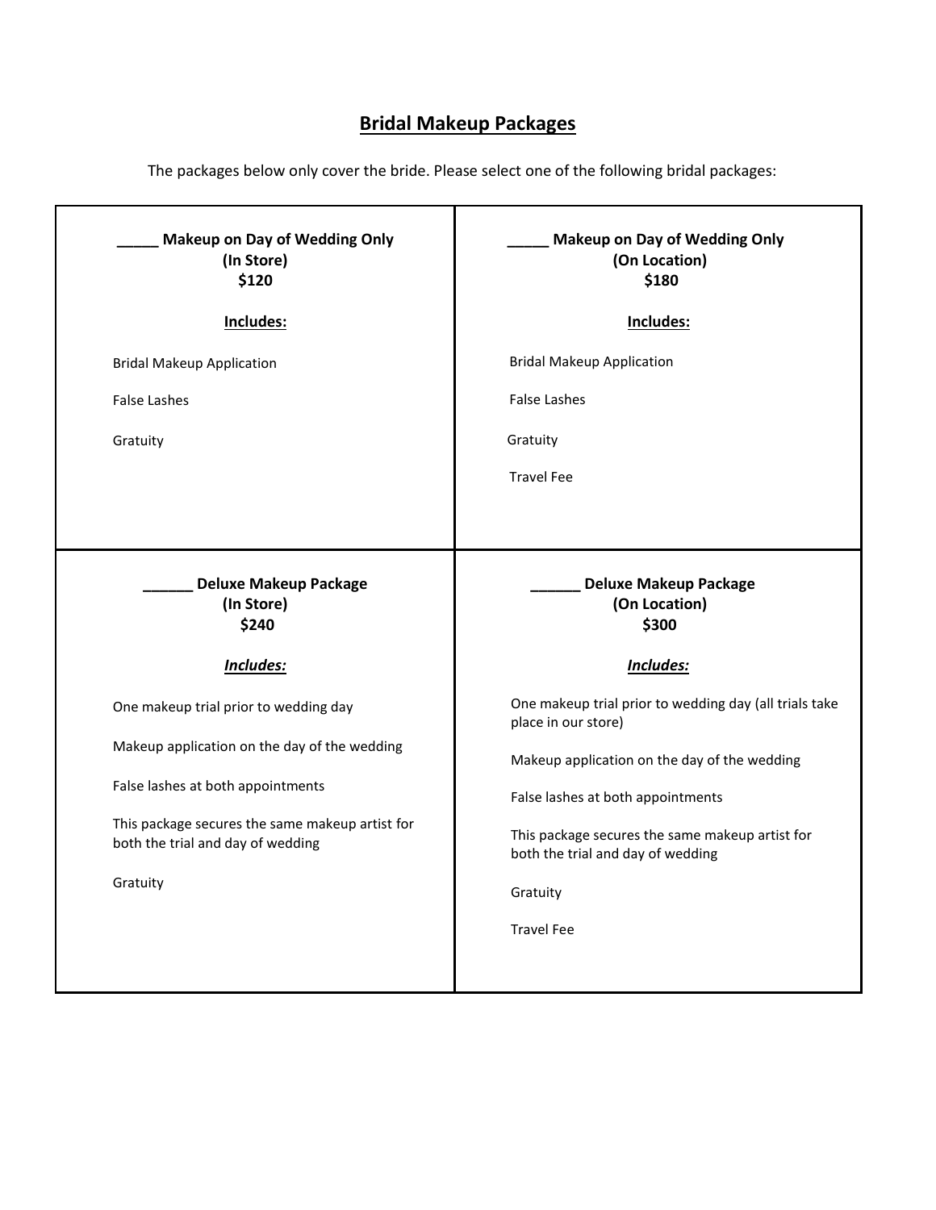# Bridal Makeup Packages

The packages below only cover the bride. Please select one of the following bridal packages:

| **_____ Makeup on Day of Wedding Only (In Store) $120** | **_____ Makeup on Day of Wedding Only (On Location) $180** |
| --- | --- |
| **Includes:**<br><br>Bridal Makeup Application<br><br>False Lashes<br><br>Gratuity | **Includes:**<br><br>Bridal Makeup Application<br><br>False Lashes<br><br>Gratuity<br><br>Travel Fee |
| **______ Deluxe Makeup Package (In Store) $240**<br><br>***Includes:***<br><br>One makeup trial prior to wedding day<br><br>Makeup application on the day of the wedding<br><br>False lashes at both appointments<br><br>This package secures the same makeup artist for both the trial and day of wedding<br><br>Gratuity | **______ Deluxe Makeup Package (On Location) $300**<br><br>***Includes:***<br><br>One makeup trial prior to wedding day (all trials take place in our store)<br><br>Makeup application on the day of the wedding<br><br>False lashes at both appointments<br><br>This package secures the same makeup artist for both the trial and day of wedding<br><br>Gratuity<br><br>Travel Fee |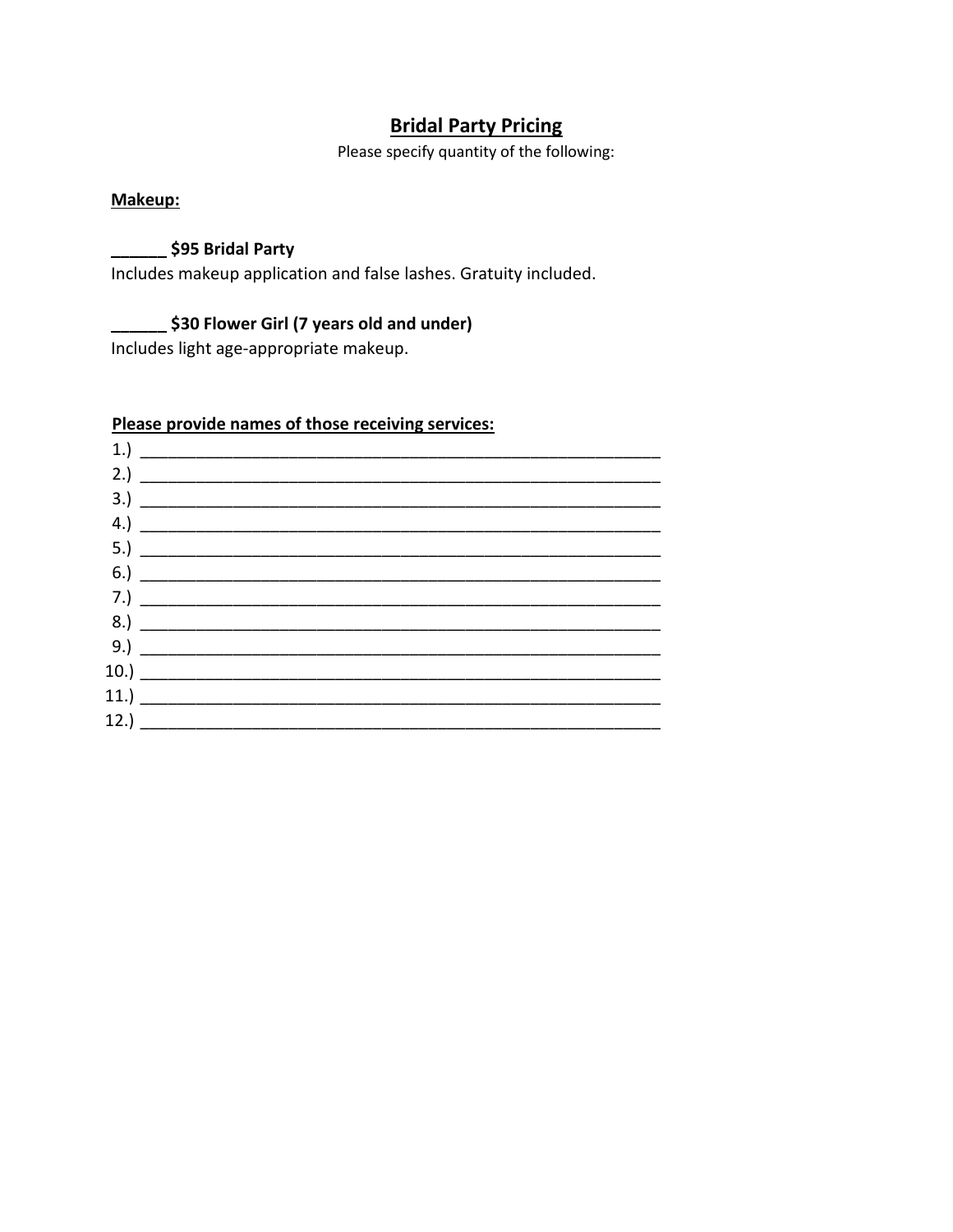# Bridal Party Pricing

Please specify quantity of the following:

**Makeup:**

**______ $95 Bridal Party**

Includes makeup application and false lashes. Gratuity included.

**______ $30 Flower Girl (7 years old and under)**

Includes light age-appropriate makeup.

**Please provide names of those receiving services:**

1.) ____________________________________________________________
2.) ____________________________________________________________
3.) ____________________________________________________________
4.) ____________________________________________________________
5.) ____________________________________________________________
6.) ____________________________________________________________
7.) ____________________________________________________________
8.) ____________________________________________________________
9.) ____________________________________________________________
10.) ____________________________________________________________
11.) ____________________________________________________________
12.) ____________________________________________________________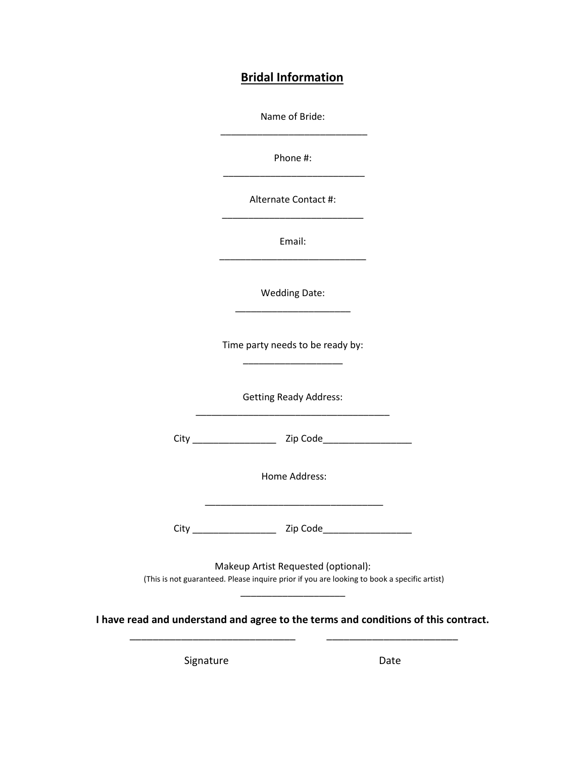## Bridal Information

Name of Bride:

____________________________

Phone #:

___________________________

Alternate Contact #:

___________________________

Email:

____________________________

Wedding Date:

______________________

Time party needs to be ready by:

___________________

Getting Ready Address:

_____________________________________

City ________________ Zip Code_________________

Home Address:

__________________________________

City ________________ Zip Code_________________

Makeup Artist Requested (optional):

(This is not guaranteed. Please inquire prior if you are looking to book a specific artist)

____________________

**I have read and understand and agree to the terms and conditions of this contract.**

_______________________________ _________________________

Signature Date